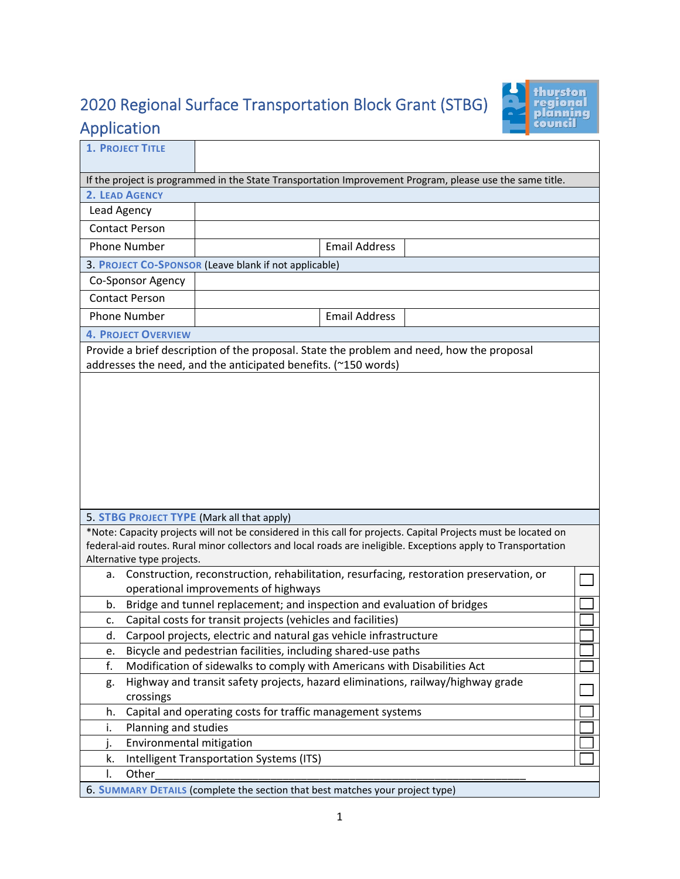# 2020 Regional Surface Transportation Block Grant (STBG) Application

| **1. PROJECT TITLE** | | | |
|---|---|---|---|
| If the project is programmed in the State Transportation Improvement Program, please use the same title. | | | |
| **2. LEAD AGENCY** | | | |
| Lead Agency | | | |
| Contact Person | | | |
| Phone Number | | Email Address | |
| **3. PROJECT CO-SPONSOR** (Leave blank if not applicable) | | | |
| Co-Sponsor Agency | | | |
| Contact Person | | | |
| Phone Number | | Email Address | |
| **4. PROJECT OVERVIEW** | | | |
| Provide a brief description of the proposal. State the problem and need, how the proposal addresses the need, and the anticipated benefits. (~150 words) | | | |
| | | | |

| **5. STBG PROJECT TYPE** (Mark all that apply) | |
|---|---|
| *Note: Capacity projects will not be considered in this call for projects. Capital Projects must be located on federal-aid routes. Rural minor collectors and local roads are ineligible. Exceptions apply to Transportation Alternative type projects. | |
| a. Construction, reconstruction, rehabilitation, resurfacing, restoration preservation, or operational improvements of highways | ☐ |
| b. Bridge and tunnel replacement; and inspection and evaluation of bridges | ☐ |
| c. Capital costs for transit projects (vehicles and facilities) | ☐ |
| d. Carpool projects, electric and natural gas vehicle infrastructure | ☐ |
| e. Bicycle and pedestrian facilities, including shared-use paths | ☐ |
| f. Modification of sidewalks to comply with Americans with Disabilities Act | ☐ |
| g. Highway and transit safety projects, hazard eliminations, railway/highway grade crossings | ☐ |
| h. Capital and operating costs for traffic management systems | ☐ |
| i. Planning and studies | ☐ |
| j. Environmental mitigation | ☐ |
| k. Intelligent Transportation Systems (ITS) | ☐ |
| l. Other_______________________________________________________________ | |
| **6. SUMMARY DETAILS** (complete the section that best matches your project type) | |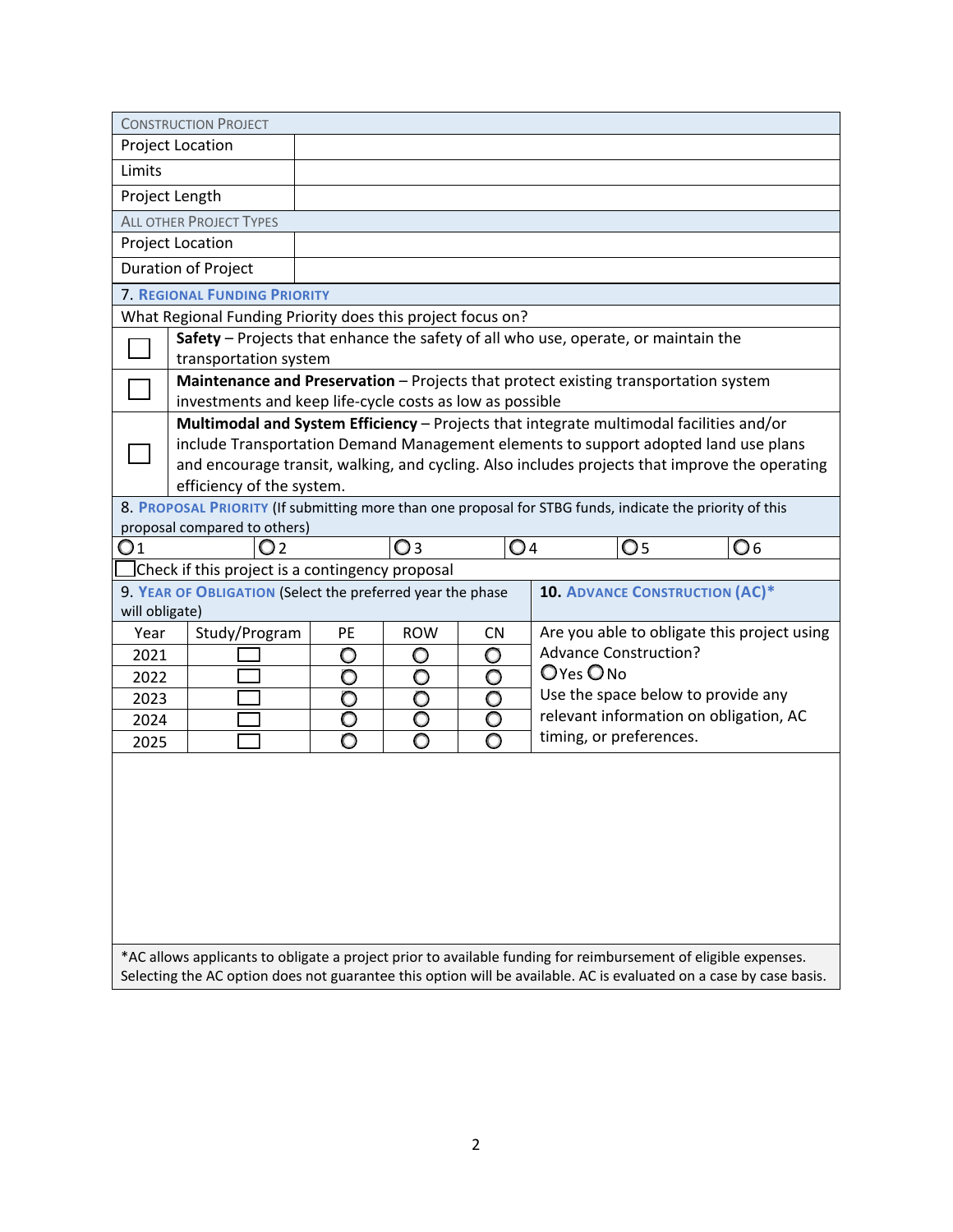| CONSTRUCTION PROJECT | |
|---|---|
| Project Location | |
| Limits | |
| Project Length | |
| **ALL OTHER PROJECT TYPES** | |
| Project Location | |
| Duration of Project | |

## 7. REGIONAL FUNDING PRIORITY

What Regional Funding Priority does this project focus on?

| | |
|---|---|
| ☐ | **Safety** – Projects that enhance the safety of all who use, operate, or maintain the transportation system |
| ☐ | **Maintenance and Preservation** – Projects that protect existing transportation system investments and keep life-cycle costs as low as possible |
| ☐ | **Multimodal and System Efficiency** – Projects that integrate multimodal facilities and/or include Transportation Demand Management elements to support adopted land use plans and encourage transit, walking, and cycling. Also includes projects that improve the operating efficiency of the system. |

## 8. PROPOSAL PRIORITY (If submitting more than one proposal for STBG funds, indicate the priority of this proposal compared to others)

| | | | | | |
|---|---|---|---|---|---|
| ○ 1 | ○ 2 | ○ 3 | ○ 4 | ○ 5 | ○ 6 |

☐ Check if this project is a contingency proposal

## 9. YEAR OF OBLIGATION (Select the preferred year the phase will obligate)

| Year | Study/Program | PE | ROW | CN |
|---|---|---|---|---|
| 2021 | ☐ | ○ | ○ | ○ |
| 2022 | ☐ | ○ | ○ | ○ |
| 2023 | ☐ | ○ | ○ | ○ |
| 2024 | ☐ | ○ | ○ | ○ |
| 2025 | ☐ | ○ | ○ | ○ |

## 10. ADVANCE CONSTRUCTION (AC)*

Are you able to obligate this project using Advance Construction?

○ Yes ○ No

Use the space below to provide any relevant information on obligation, AC timing, or preferences.

*AC allows applicants to obligate a project prior to available funding for reimbursement of eligible expenses. Selecting the AC option does not guarantee this option will be available. AC is evaluated on a case by case basis.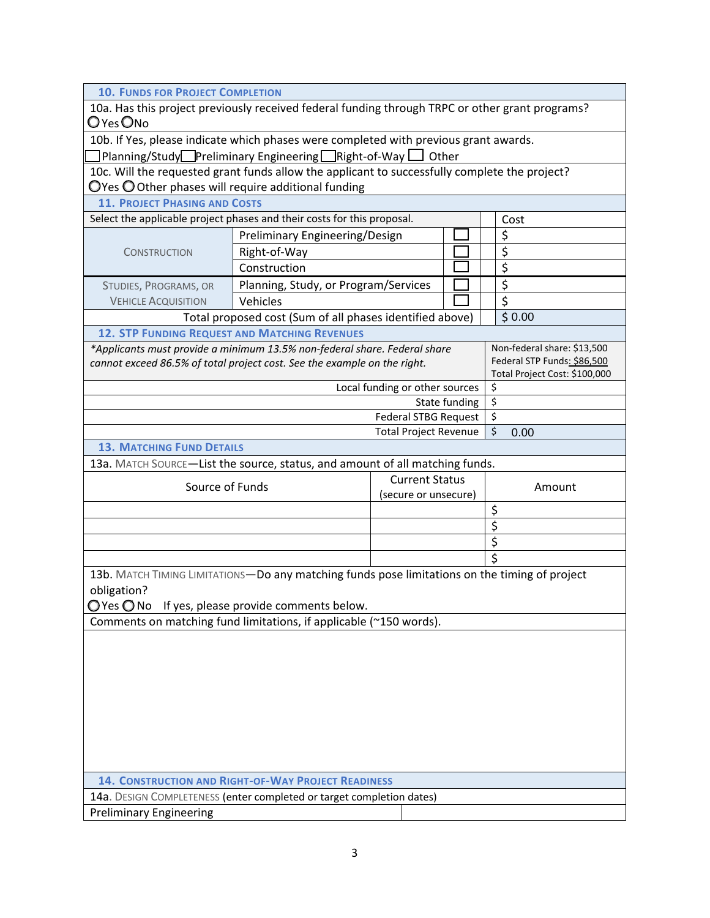## 10. Funds for Project Completion

10a. Has this project previously received federal funding through TRPC or other grant programs?
○ Yes ○ No

10b. If Yes, please indicate which phases were completed with previous grant awards.
☐ Planning/Study ☐ Preliminary Engineering ☐ Right-of-Way ☐ Other

10c. Will the requested grant funds allow the applicant to successfully complete the project?
○ Yes ○ Other phases will require additional funding

## 11. Project Phasing and Costs

| Select the applicable project phases and their costs for this proposal. | | | Cost |
|---|---|---|---|
| Construction | Preliminary Engineering/Design | ☐ | $ |
| | Right-of-Way | ☐ | $ |
| | Construction | ☐ | $ |
| Studies, Programs, or Vehicle Acquisition | Planning, Study, or Program/Services | ☐ | $ |
| | Vehicles | ☐ | $ |
| Total proposed cost (Sum of all phases identified above) | | | $ 0.00 |

## 12. STP Funding Request and Matching Revenues

| *\*Applicants must provide a minimum 13.5% non-federal share. Federal share cannot exceed 86.5% of total project cost. See the example on the right.* | Non-federal share: $13,500<br>Federal STP Funds: $86,500<br>Total Project Cost: $100,000 |
|---|---|
| Local funding or other sources | $ |
| State funding | $ |
| Federal STBG Request | $ |
| Total Project Revenue | $ 0.00 |

## 13. Matching Fund Details

13a. Match Source—List the source, status, and amount of all matching funds.

| Source of Funds | Current Status (secure or unsecure) | Amount |
|---|---|---|
| | | $ |
| | | $ |
| | | $ |
| | | $ |

13b. Match Timing Limitations—Do any matching funds pose limitations on the timing of project obligation?
○ Yes ○ No If yes, please provide comments below.

Comments on matching fund limitations, if applicable (~150 words).

## 14. Construction and Right-of-Way Project Readiness

14a. Design Completeness (enter completed or target completion dates)

| Preliminary Engineering | |
|---|---|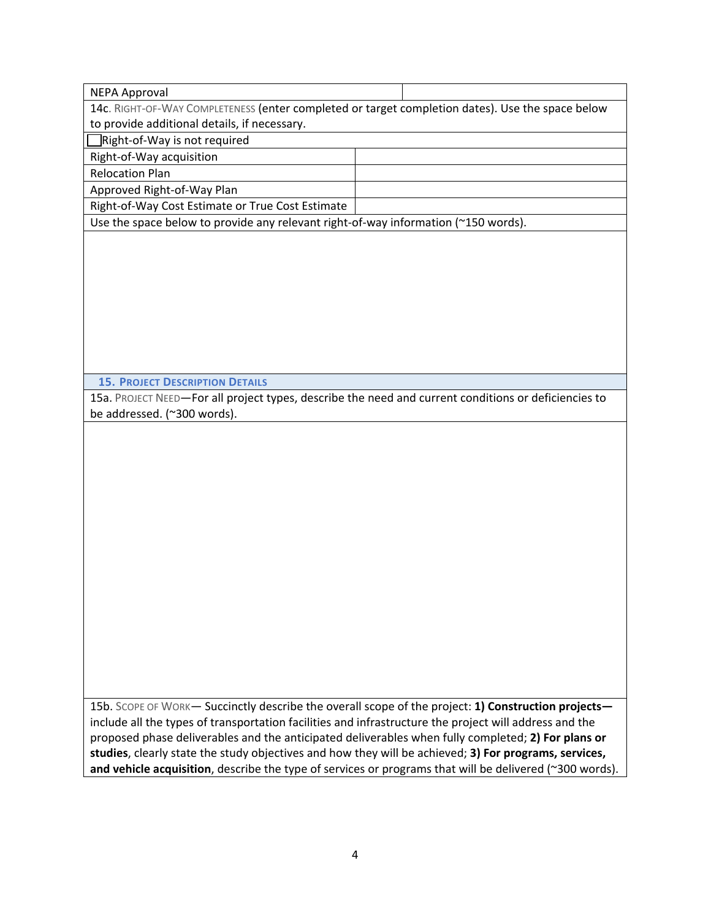| NEPA Approval | |
|---|---|

14c. Right-of-Way Completeness (enter completed or target completion dates). Use the space below to provide additional details, if necessary.

☐ Right-of-Way is not required

| Right-of-Way acquisition | |
|---|---|
| Relocation Plan | |
| Approved Right-of-Way Plan | |
| Right-of-Way Cost Estimate or True Cost Estimate | |

Use the space below to provide any relevant right-of-way information (~150 words).

## 15. Project Description Details

15a. Project Need—For all project types, describe the need and current conditions or deficiencies to be addressed. (~300 words).

15b. Scope of Work— Succinctly describe the overall scope of the project: **1) Construction projects—** include all the types of transportation facilities and infrastructure the project will address and the proposed phase deliverables and the anticipated deliverables when fully completed; **2) For plans or studies**, clearly state the study objectives and how they will be achieved; **3) For programs, services, and vehicle acquisition**, describe the type of services or programs that will be delivered (~300 words).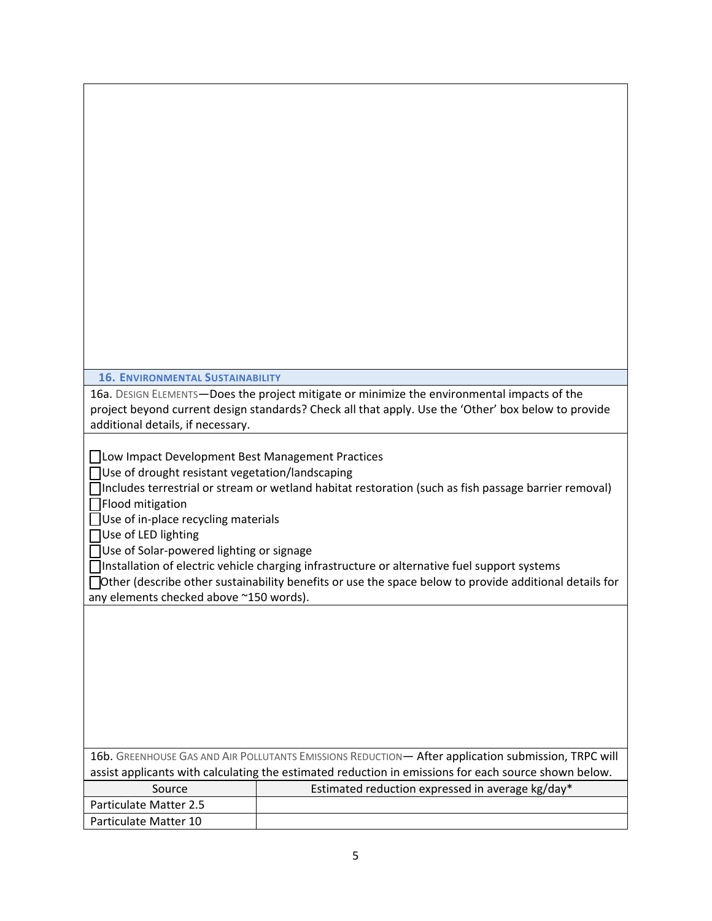## 16. Environmental Sustainability

16a. Design Elements—Does the project mitigate or minimize the environmental impacts of the project beyond current design standards? Check all that apply. Use the 'Other' box below to provide additional details, if necessary.

- ☐ Low Impact Development Best Management Practices
- ☐ Use of drought resistant vegetation/landscaping
- ☐ Includes terrestrial or stream or wetland habitat restoration (such as fish passage barrier removal)
- ☐ Flood mitigation
- ☐ Use of in-place recycling materials
- ☐ Use of LED lighting
- ☐ Use of Solar-powered lighting or signage
- ☐ Installation of electric vehicle charging infrastructure or alternative fuel support systems
- ☐ Other (describe other sustainability benefits or use the space below to provide additional details for any elements checked above ~150 words).

16b. Greenhouse Gas and Air Pollutants Emissions Reduction— After application submission, TRPC will assist applicants with calculating the estimated reduction in emissions for each source shown below.

| Source | Estimated reduction expressed in average kg/day* |
|---|---|
| Particulate Matter 2.5 | |
| Particulate Matter 10 | |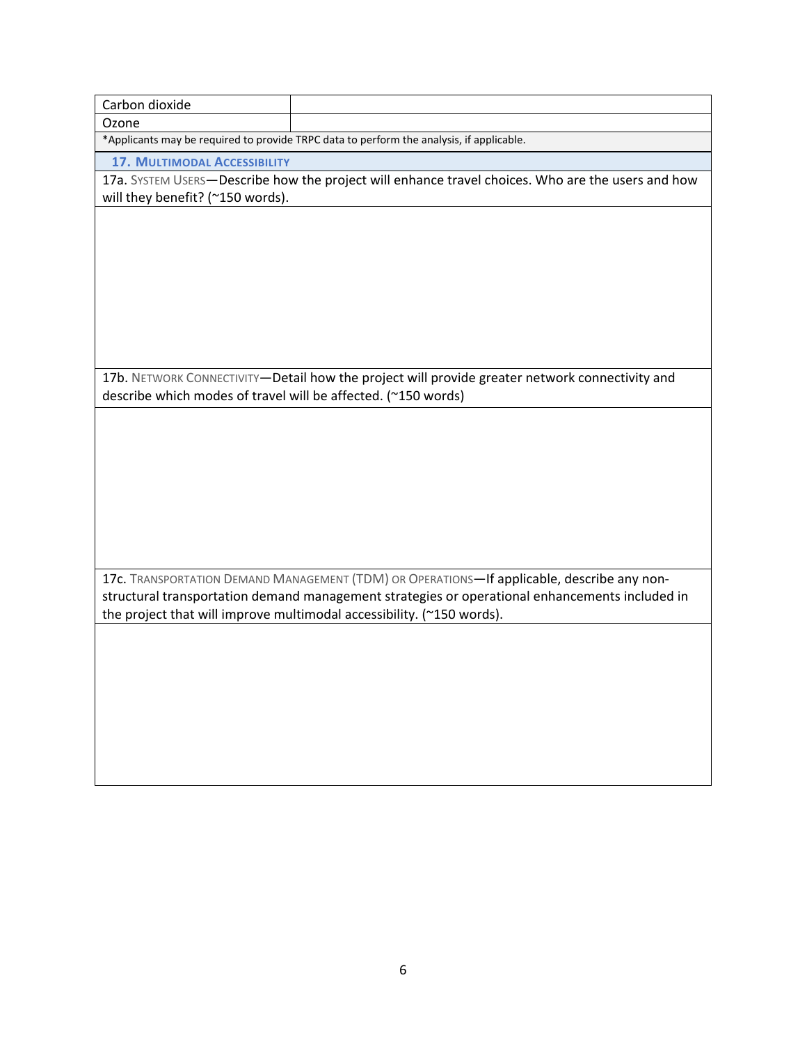| Carbon dioxide | |
| --- | --- |
| Ozone | |

*Applicants may be required to provide TRPC data to perform the analysis, if applicable.

## 17. Multimodal Accessibility

17a. System Users—Describe how the project will enhance travel choices. Who are the users and how will they benefit? (~150 words).

17b. Network Connectivity—Detail how the project will provide greater network connectivity and describe which modes of travel will be affected. (~150 words)

17c. Transportation Demand Management (TDM) or Operations—If applicable, describe any non-structural transportation demand management strategies or operational enhancements included in the project that will improve multimodal accessibility. (~150 words).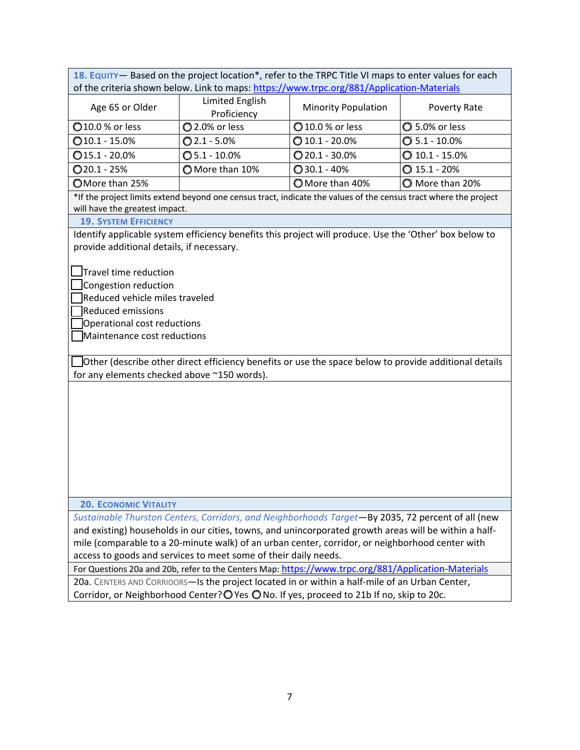## 18. Equity

Based on the project location*, refer to the TRPC Title VI maps to enter values for each of the criteria shown below. Link to maps: https://www.trpc.org/881/Application-Materials

| Age 65 or Older | Limited English Proficiency | Minority Population | Poverty Rate |
|---|---|---|---|
| ○ 10.0 % or less | ○ 2.0% or less | ○ 10.0 % or less | ○ 5.0% or less |
| ○ 10.1 - 15.0% | ○ 2.1 - 5.0% | ○ 10.1 - 20.0% | ○ 5.1 - 10.0% |
| ○ 15.1 - 20.0% | ○ 5.1 - 10.0% | ○ 20.1 - 30.0% | ○ 10.1 - 15.0% |
| ○ 20.1 - 25% | ○ More than 10% | ○ 30.1 - 40% | ○ 15.1 - 20% |
| ○ More than 25% | | ○ More than 40% | ○ More than 20% |

*If the project limits extend beyond one census tract, indicate the values of the census tract where the project will have the greatest impact.

## 19. System Efficiency

Identify applicable system efficiency benefits this project will produce. Use the 'Other' box below to provide additional details, if necessary.

- ☐ Travel time reduction
- ☐ Congestion reduction
- ☐ Reduced vehicle miles traveled
- ☐ Reduced emissions
- ☐ Operational cost reductions
- ☐ Maintenance cost reductions

☐ Other (describe other direct efficiency benefits or use the space below to provide additional details for any elements checked above ~150 words).

## 20. Economic Vitality

*Sustainable Thurston Centers, Corridors, and Neighborhoods Target*—By 2035, 72 percent of all (new and existing) households in our cities, towns, and unincorporated growth areas will be within a half-mile (comparable to a 20-minute walk) of an urban center, corridor, or neighborhood center with access to goods and services to meet some of their daily needs.

For Questions 20a and 20b, refer to the Centers Map: https://www.trpc.org/881/Application-Materials

20a. Centers and Corridors—Is the project located in or within a half-mile of an Urban Center, Corridor, or Neighborhood Center? ○ Yes ○ No. If yes, proceed to 21b If no, skip to 20c.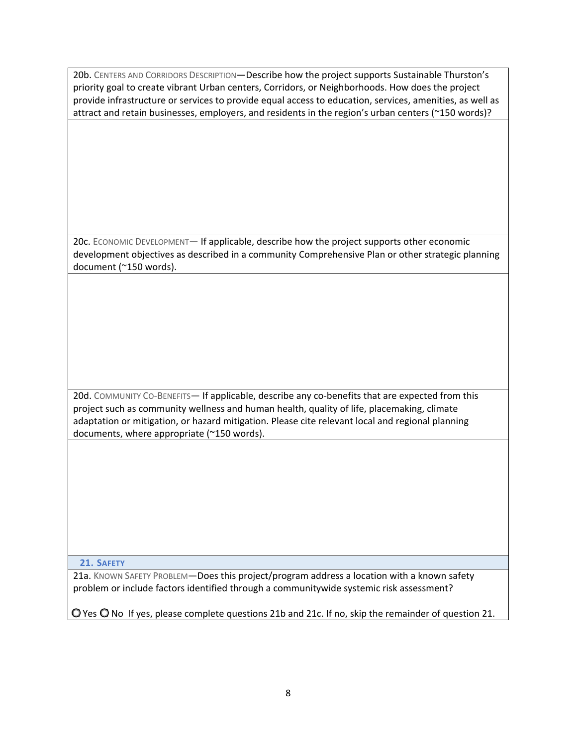20b. CENTERS AND CORRIDORS DESCRIPTION—Describe how the project supports Sustainable Thurston's priority goal to create vibrant Urban centers, Corridors, or Neighborhoods. How does the project provide infrastructure or services to provide equal access to education, services, amenities, as well as attract and retain businesses, employers, and residents in the region's urban centers (~150 words)?

20c. ECONOMIC DEVELOPMENT— If applicable, describe how the project supports other economic development objectives as described in a community Comprehensive Plan or other strategic planning document (~150 words).

20d. COMMUNITY CO-BENEFITS— If applicable, describe any co-benefits that are expected from this project such as community wellness and human health, quality of life, placemaking, climate adaptation or mitigation, or hazard mitigation. Please cite relevant local and regional planning documents, where appropriate (~150 words).

## 21. SAFETY

21a. KNOWN SAFETY PROBLEM—Does this project/program address a location with a known safety problem or include factors identified through a communitywide systemic risk assessment?

○ Yes ○ No If yes, please complete questions 21b and 21c. If no, skip the remainder of question 21.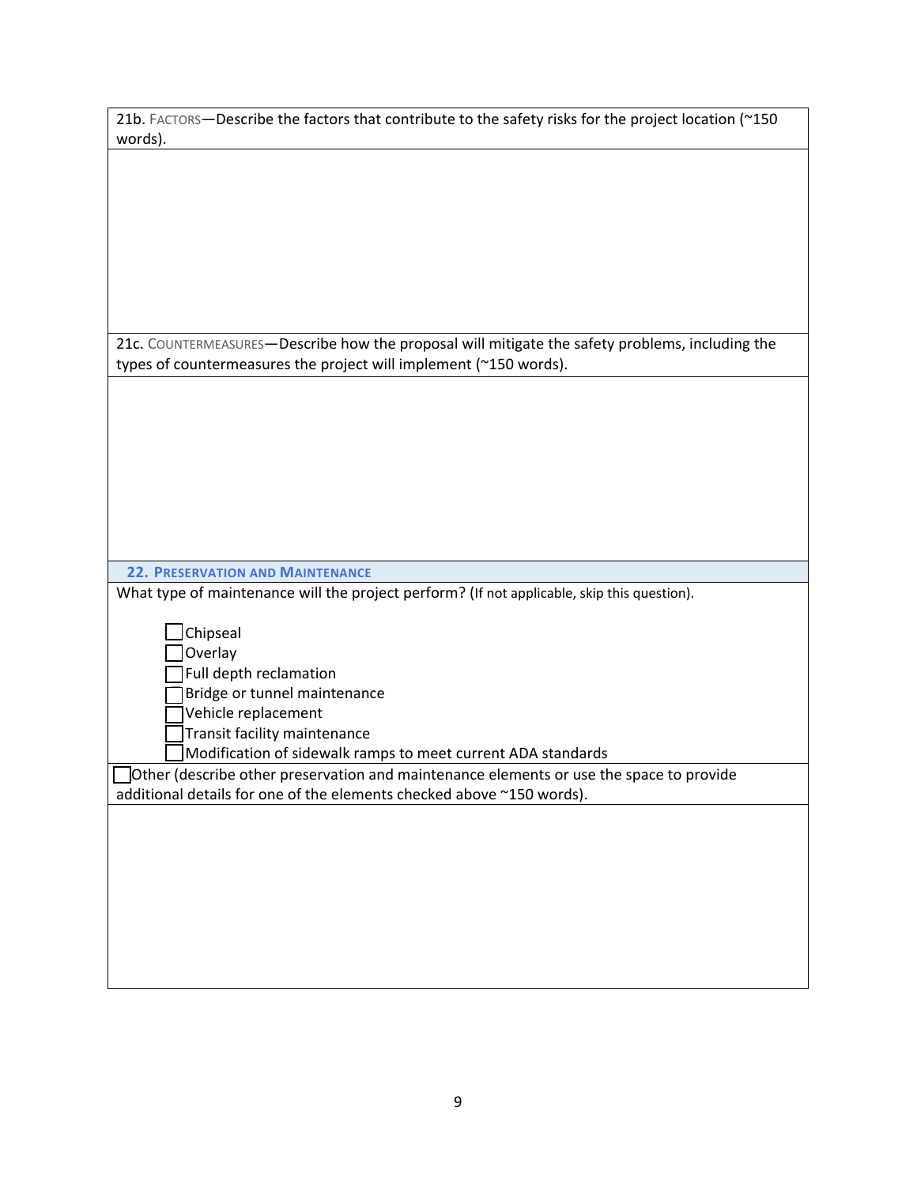21b. Factors—Describe the factors that contribute to the safety risks for the project location (~150 words).

21c. Countermeasures—Describe how the proposal will mitigate the safety problems, including the types of countermeasures the project will implement (~150 words).

## 22. Preservation and Maintenance

What type of maintenance will the project perform? (If not applicable, skip this question).

- ☐ Chipseal
- ☐ Overlay
- ☐ Full depth reclamation
- ☐ Bridge or tunnel maintenance
- ☐ Vehicle replacement
- ☐ Transit facility maintenance
- ☐ Modification of sidewalk ramps to meet current ADA standards

☐ Other (describe other preservation and maintenance elements or use the space to provide additional details for one of the elements checked above ~150 words).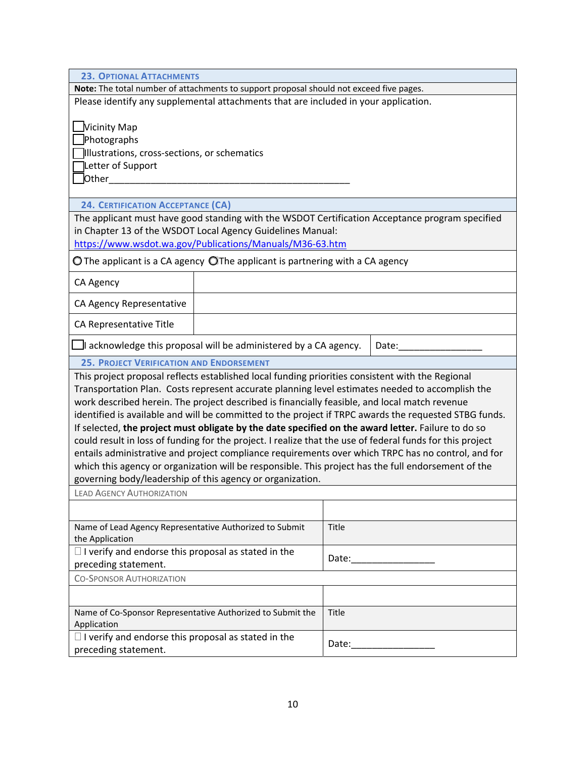## 23. Optional Attachments

**Note:** The total number of attachments to support proposal should not exceed five pages.

Please identify any supplemental attachments that are included in your application.

- ☐ Vicinity Map
- ☐ Photographs
- ☐ Illustrations, cross-sections, or schematics
- ☐ Letter of Support
- ☐ Other_______________________________________________

## 24. Certification Acceptance (CA)

The applicant must have good standing with the WSDOT Certification Acceptance program specified in Chapter 13 of the WSDOT Local Agency Guidelines Manual: https://www.wsdot.wa.gov/Publications/Manuals/M36-63.htm

○ The applicant is a CA agency ○ The applicant is partnering with a CA agency

| | |
|---|---|
| CA Agency | |
| CA Agency Representative | |
| CA Representative Title | |

☐ I acknowledge this proposal will be administered by a CA agency. Date:________________

## 25. Project Verification and Endorsement

This project proposal reflects established local funding priorities consistent with the Regional Transportation Plan. Costs represent accurate planning level estimates needed to accomplish the work described herein. The project described is financially feasible, and local match revenue identified is available and will be committed to the project if TRPC awards the requested STBG funds. If selected, **the project must obligate by the date specified on the award letter.** Failure to do so could result in loss of funding for the project. I realize that the use of federal funds for this project entails administrative and project compliance requirements over which TRPC has no control, and for which this agency or organization will be responsible. This project has the full endorsement of the governing body/leadership of this agency or organization.

### Lead Agency Authorization

| | |
|---|---|
| | |
| Name of Lead Agency Representative Authorized to Submit the Application | Title |
| ☐ I verify and endorse this proposal as stated in the preceding statement. | Date:________________ |

### Co-Sponsor Authorization

| | |
|---|---|
| | |
| Name of Co-Sponsor Representative Authorized to Submit the Application | Title |
| ☐ I verify and endorse this proposal as stated in the preceding statement. | Date:________________ |